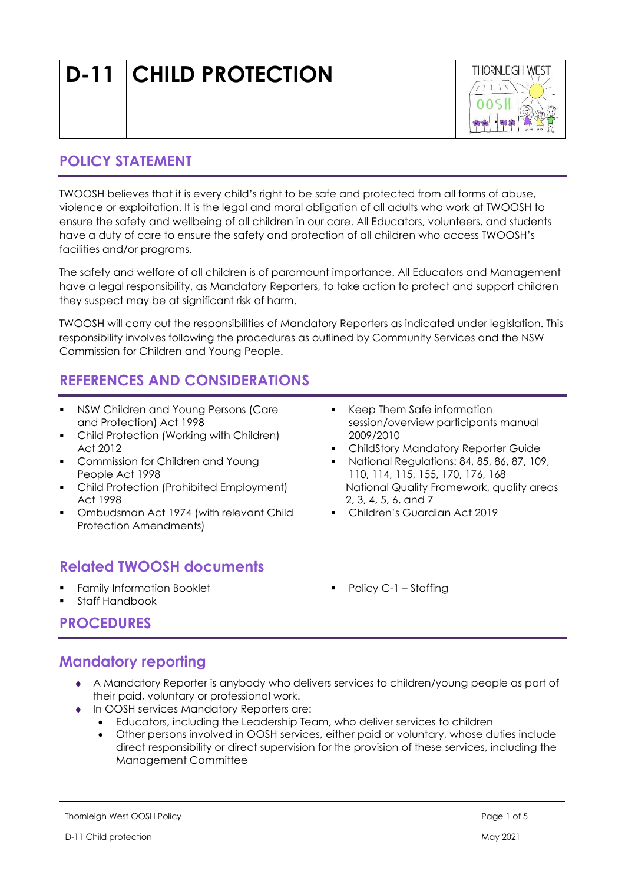# D-11 CHILD PROTECTION

## POLICY STATEMENT

TWOOSH believes that it is every child's right to be safe and protected from all forms of abuse, violence or exploitation. It is the legal and moral obligation of all adults who work at TWOOSH to ensure the safety and wellbeing of all children in our care. All Educators, volunteers, and students have a duty of care to ensure the safety and protection of all children who access TWOOSH's facilities and/or programs.

The safety and welfare of all children is of paramount importance. All Educators and Management have a legal responsibility, as Mandatory Reporters, to take action to protect and support children they suspect may be at significant risk of harm.

TWOOSH will carry out the responsibilities of Mandatory Reporters as indicated under legislation. This responsibility involves following the procedures as outlined by Community Services and the NSW Commission for Children and Young People.

## REFERENCES AND CONSIDERATIONS

- NSW Children and Young Persons (Care and Protection) Act 1998
- Child Protection (Working with Children) Act 2012
- Commission for Children and Young People Act 1998
- Child Protection (Prohibited Employment) Act 1998
- Ombudsman Act 1974 (with relevant Child Protection Amendments)
- Keep Them Safe information session/overview participants manual 2009/2010
- ChildStory Mandatory Reporter Guide
- National Regulations: 84, 85, 86, 87, 109, 110, 114, 115, 155, 170, 176, 168
  National Quality Framework, quality areas 2, 3, 4, 5, 6, and 7
- Children's Guardian Act 2019

## Related TWOOSH documents

- Family Information Booklet
- Staff Handbook
- Policy C-1 – Staffing

## PROCEDURES

## Mandatory reporting

- A Mandatory Reporter is anybody who delivers services to children/young people as part of their paid, voluntary or professional work.
- In OOSH services Mandatory Reporters are:
  - Educators, including the Leadership Team, who deliver services to children
  - Other persons involved in OOSH services, either paid or voluntary, whose duties include direct responsibility or direct supervision for the provision of these services, including the Management Committee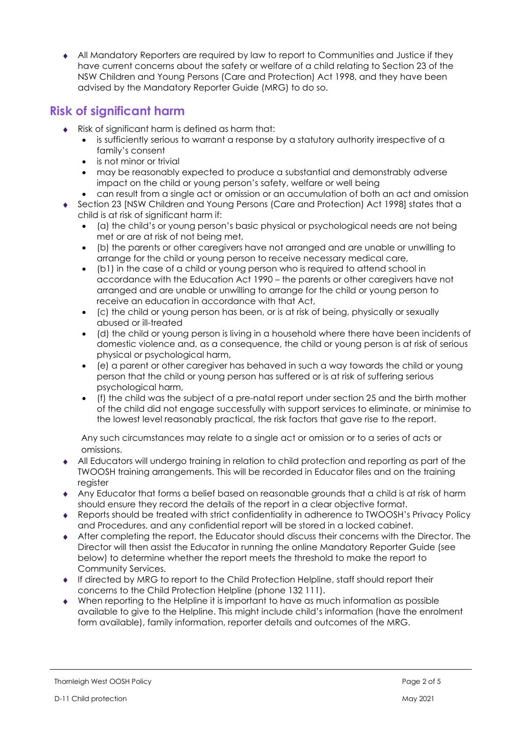- All Mandatory Reporters are required by law to report to Communities and Justice if they have current concerns about the safety or welfare of a child relating to Section 23 of the NSW Children and Young Persons (Care and Protection) Act 1998, and they have been advised by the Mandatory Reporter Guide (MRG) to do so.

## Risk of significant harm

- Risk of significant harm is defined as harm that:
  - is sufficiently serious to warrant a response by a statutory authority irrespective of a family's consent
  - is not minor or trivial
  - may be reasonably expected to produce a substantial and demonstrably adverse impact on the child or young person's safety, welfare or well being
  - can result from a single act or omission or an accumulation of both an act and omission
- Section 23 [NSW Children and Young Persons (Care and Protection) Act 1998] states that a child is at risk of significant harm if:
  - (a) the child's or young person's basic physical or psychological needs are not being met or are at risk of not being met,
  - (b) the parents or other caregivers have not arranged and are unable or unwilling to arrange for the child or young person to receive necessary medical care,
  - (b1) in the case of a child or young person who is required to attend school in accordance with the Education Act 1990 – the parents or other caregivers have not arranged and are unable or unwilling to arrange for the child or young person to receive an education in accordance with that Act,
  - (c) the child or young person has been, or is at risk of being, physically or sexually abused or ill-treated
  - (d) the child or young person is living in a household where there have been incidents of domestic violence and, as a consequence, the child or young person is at risk of serious physical or psychological harm,
  - (e) a parent or other caregiver has behaved in such a way towards the child or young person that the child or young person has suffered or is at risk of suffering serious psychological harm,
  - (f) the child was the subject of a pre-natal report under section 25 and the birth mother of the child did not engage successfully with support services to eliminate, or minimise to the lowest level reasonably practical, the risk factors that gave rise to the report.

  Any such circumstances may relate to a single act or omission or to a series of acts or omissions.
- All Educators will undergo training in relation to child protection and reporting as part of the TWOOSH training arrangements. This will be recorded in Educator files and on the training register
- Any Educator that forms a belief based on reasonable grounds that a child is at risk of harm should ensure they record the details of the report in a clear objective format.
- Reports should be treated with strict confidentiality in adherence to TWOOSH's Privacy Policy and Procedures, and any confidential report will be stored in a locked cabinet.
- After completing the report, the Educator should discuss their concerns with the Director. The Director will then assist the Educator in running the online Mandatory Reporter Guide (see below) to determine whether the report meets the threshold to make the report to Community Services.
- If directed by MRG to report to the Child Protection Helpline, staff should report their concerns to the Child Protection Helpline (phone 132 111).
- When reporting to the Helpline it is important to have as much information as possible available to give to the Helpline. This might include child's information (have the enrolment form available), family information, reporter details and outcomes of the MRG.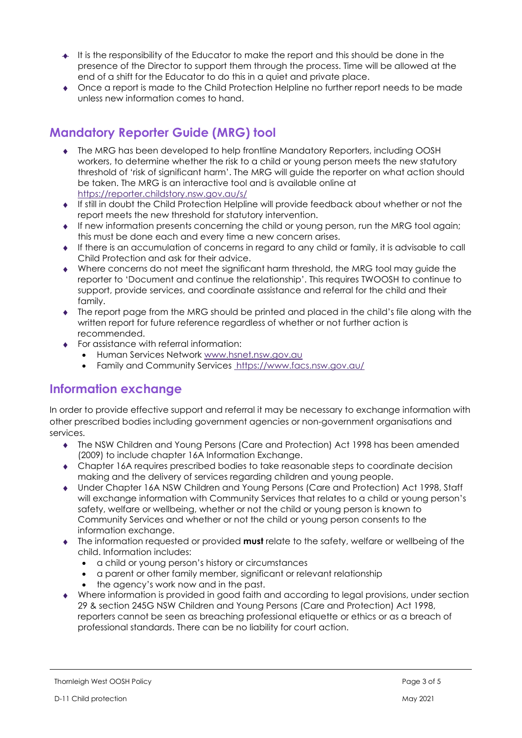- It is the responsibility of the Educator to make the report and this should be done in the presence of the Director to support them through the process. Time will be allowed at the end of a shift for the Educator to do this in a quiet and private place.
- Once a report is made to the Child Protection Helpline no further report needs to be made unless new information comes to hand.

## Mandatory Reporter Guide (MRG) tool

- The MRG has been developed to help frontline Mandatory Reporters, including OOSH workers, to determine whether the risk to a child or young person meets the new statutory threshold of 'risk of significant harm'. The MRG will guide the reporter on what action should be taken. The MRG is an interactive tool and is available online at https://reporter.childstory.nsw.gov.au/s/
- If still in doubt the Child Protection Helpline will provide feedback about whether or not the report meets the new threshold for statutory intervention.
- If new information presents concerning the child or young person, run the MRG tool again; this must be done each and every time a new concern arises.
- If there is an accumulation of concerns in regard to any child or family, it is advisable to call Child Protection and ask for their advice.
- Where concerns do not meet the significant harm threshold, the MRG tool may guide the reporter to 'Document and continue the relationship'. This requires TWOOSH to continue to support, provide services, and coordinate assistance and referral for the child and their family.
- The report page from the MRG should be printed and placed in the child's file along with the written report for future reference regardless of whether or not further action is recommended.
- For assistance with referral information:
  - Human Services Network www.hsnet.nsw.gov.au
  - Family and Community Services https://www.facs.nsw.gov.au/

## Information exchange

In order to provide effective support and referral it may be necessary to exchange information with other prescribed bodies including government agencies or non-government organisations and services.

- The NSW Children and Young Persons (Care and Protection) Act 1998 has been amended (2009) to include chapter 16A Information Exchange.
- Chapter 16A requires prescribed bodies to take reasonable steps to coordinate decision making and the delivery of services regarding children and young people.
- Under Chapter 16A NSW Children and Young Persons (Care and Protection) Act 1998, Staff will exchange information with Community Services that relates to a child or young person's safety, welfare or wellbeing, whether or not the child or young person is known to Community Services and whether or not the child or young person consents to the information exchange.
- The information requested or provided **must** relate to the safety, welfare or wellbeing of the child. Information includes:
  - a child or young person's history or circumstances
  - a parent or other family member, significant or relevant relationship
  - the agency's work now and in the past.
- Where information is provided in good faith and according to legal provisions, under section 29 & section 245G NSW Children and Young Persons (Care and Protection) Act 1998, reporters cannot be seen as breaching professional etiquette or ethics or as a breach of professional standards. There can be no liability for court action.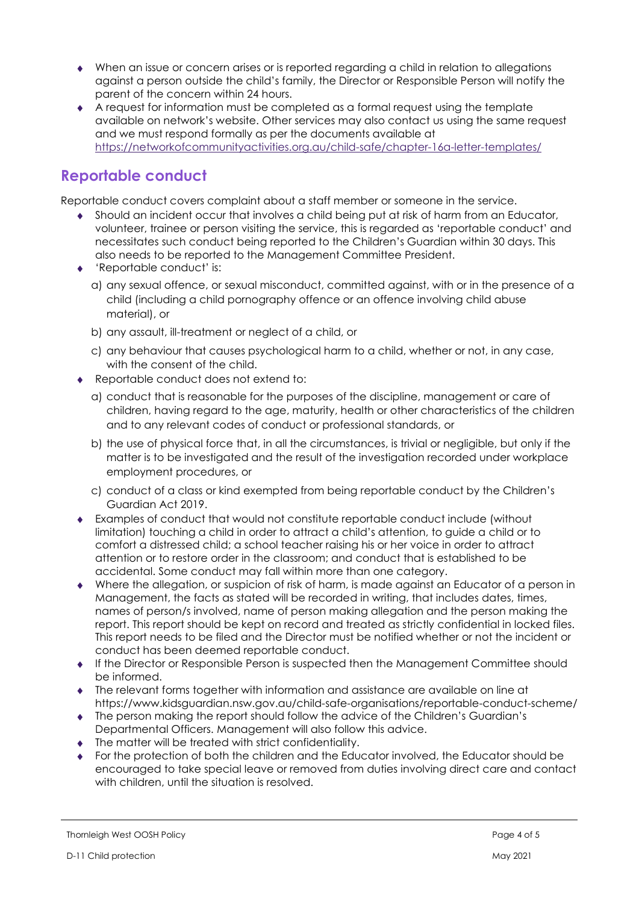- When an issue or concern arises or is reported regarding a child in relation to allegations against a person outside the child's family, the Director or Responsible Person will notify the parent of the concern within 24 hours.
- A request for information must be completed as a formal request using the template available on network's website. Other services may also contact us using the same request and we must respond formally as per the documents available at [https://networkofcommunityactivities.org.au/child-safe/chapter-16a-letter-templates/](https://networkofcommunityactivities.org.au/child-safe/chapter-16a-letter-templates/)

## Reportable conduct

Reportable conduct covers complaint about a staff member or someone in the service.

- Should an incident occur that involves a child being put at risk of harm from an Educator, volunteer, trainee or person visiting the service, this is regarded as 'reportable conduct' and necessitates such conduct being reported to the Children's Guardian within 30 days. This also needs to be reported to the Management Committee President.
- 'Reportable conduct' is:
  a) any sexual offence, or sexual misconduct, committed against, with or in the presence of a child (including a child pornography offence or an offence involving child abuse material), or
  b) any assault, ill-treatment or neglect of a child, or
  c) any behaviour that causes psychological harm to a child, whether or not, in any case, with the consent of the child.
- Reportable conduct does not extend to:
  a) conduct that is reasonable for the purposes of the discipline, management or care of children, having regard to the age, maturity, health or other characteristics of the children and to any relevant codes of conduct or professional standards, or
  b) the use of physical force that, in all the circumstances, is trivial or negligible, but only if the matter is to be investigated and the result of the investigation recorded under workplace employment procedures, or
  c) conduct of a class or kind exempted from being reportable conduct by the Children's Guardian Act 2019.
- Examples of conduct that would not constitute reportable conduct include (without limitation) touching a child in order to attract a child's attention, to guide a child or to comfort a distressed child; a school teacher raising his or her voice in order to attract attention or to restore order in the classroom; and conduct that is established to be accidental. Some conduct may fall within more than one category.
- Where the allegation, or suspicion of risk of harm, is made against an Educator of a person in Management, the facts as stated will be recorded in writing, that includes dates, times, names of person/s involved, name of person making allegation and the person making the report. This report should be kept on record and treated as strictly confidential in locked files. This report needs to be filed and the Director must be notified whether or not the incident or conduct has been deemed reportable conduct.
- If the Director or Responsible Person is suspected then the Management Committee should be informed.
- The relevant forms together with information and assistance are available on line at https://www.kidsguardian.nsw.gov.au/child-safe-organisations/reportable-conduct-scheme/
- The person making the report should follow the advice of the Children's Guardian's Departmental Officers. Management will also follow this advice.
- The matter will be treated with strict confidentiality.
- For the protection of both the children and the Educator involved, the Educator should be encouraged to take special leave or removed from duties involving direct care and contact with children, until the situation is resolved.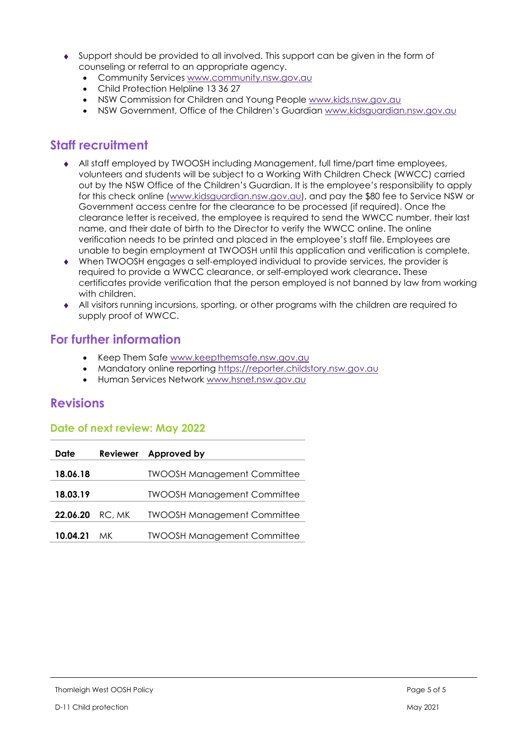- Support should be provided to all involved. This support can be given in the form of counseling or referral to an appropriate agency.
  - Community Services www.community.nsw.gov.au
  - Child Protection Helpline 13 36 27
  - NSW Commission for Children and Young People www.kids.nsw.gov.au
  - NSW Government, Office of the Children's Guardian www.kidsguardian.nsw.gov.au

## Staff recruitment

- All staff employed by TWOOSH including Management, full time/part time employees, volunteers and students will be subject to a Working With Children Check (WWCC) carried out by the NSW Office of the Children's Guardian. It is the employee's responsibility to apply for this check online (www.kidsguardian.nsw.gov.au), and pay the $80 fee to Service NSW or Government access centre for the clearance to be processed (if required). Once the clearance letter is received, the employee is required to send the WWCC number, their last name, and their date of birth to the Director to verify the WWCC online. The online verification needs to be printed and placed in the employee's staff file. Employees are unable to begin employment at TWOOSH until this application and verification is complete.
- When TWOOSH engages a self-employed individual to provide services, the provider is required to provide a WWCC clearance, or self-employed work clearance**.** These certificates provide verification that the person employed is not banned by law from working with children.
- All visitors running incursions, sporting, or other programs with the children are required to supply proof of WWCC.

## For further information

- Keep Them Safe www.keepthemsafe.nsw.gov.au
- Mandatory online reporting https://reporter.childstory.nsw.gov.au
- Human Services Network www.hsnet.nsw.gov.au

## Revisions

### Date of next review: May 2022

| Date | Reviewer | Approved by |
|---|---|---|
| **18.06.18** | | TWOOSH Management Committee |
| **18.03.19** | | TWOOSH Management Committee |
| **22.06.20** | RC, MK | TWOOSH Management Committee |
| **10.04.21** | MK | TWOOSH Management Committee |